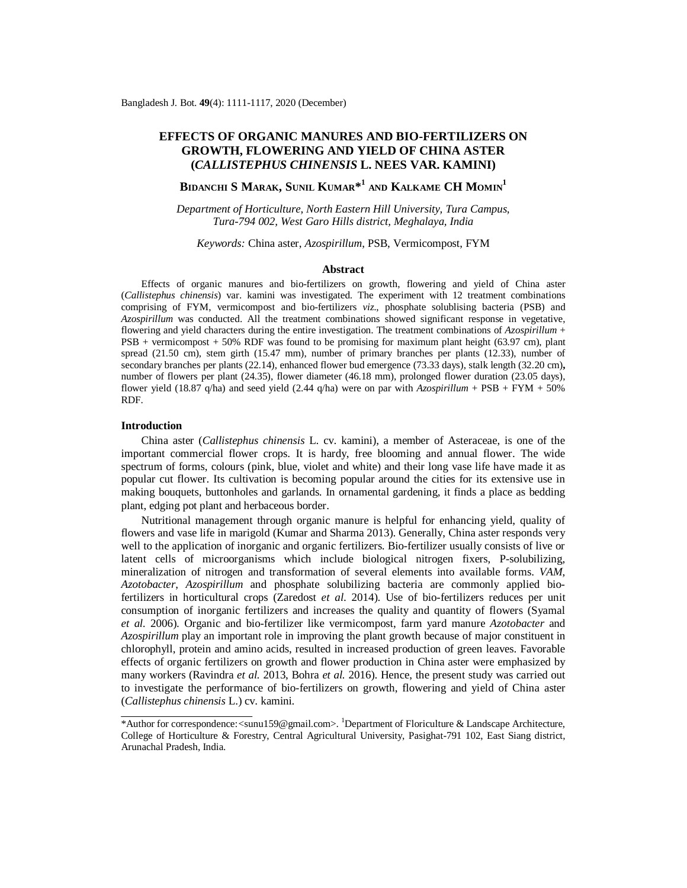# EFFECTS OF ORGANIC MANURES AND BIO-FERTILIZERS ON GROWTH, FLOWERING AND YIELD OF CHINA ASTER (*CALLISTEPHUS CHINENSIS* L. NEES VAR. KAMINI)

**BIDANCHI S MARAK, SUNIL KUMAR*[1] AND KALKAME CH MOMIN[1]**

*Department of Horticulture, North Eastern Hill University, Tura Campus, Tura-794 002, West Garo Hills district, Meghalaya, India*

*Keywords:* China aster, *Azospirillum*, PSB, Vermicompost, FYM

## Abstract

Effects of organic manures and bio-fertilizers on growth, flowering and yield of China aster (*Callistephus chinensis*) var. kamini was investigated. The experiment with 12 treatment combinations comprising of FYM, vermicompost and bio-fertilizers *viz*., phosphate solublising bacteria (PSB) and *Azospirillum* was conducted. All the treatment combinations showed significant response in vegetative, flowering and yield characters during the entire investigation. The treatment combinations of *Azospirillum* + PSB + vermicompost + 50% RDF was found to be promising for maximum plant height (63.97 cm), plant spread (21.50 cm), stem girth (15.47 mm), number of primary branches per plants (12.33), number of secondary branches per plants (22.14), enhanced flower bud emergence (73.33 days), stalk length (32.20 cm)**,** number of flowers per plant (24.35), flower diameter (46.18 mm), prolonged flower duration (23.05 days), flower yield (18.87 q/ha) and seed yield (2.44 q/ha) were on par with *Azospirillum* + PSB + FYM + 50% RDF.

## Introduction

China aster (*Callistephus chinensis* L. cv. kamini), a member of Asteraceae, is one of the important commercial flower crops. It is hardy, free blooming and annual flower. The wide spectrum of forms, colours (pink, blue, violet and white) and their long vase life have made it as popular cut flower. Its cultivation is becoming popular around the cities for its extensive use in making bouquets, buttonholes and garlands. In ornamental gardening, it finds a place as bedding plant, edging pot plant and herbaceous border.

Nutritional management through organic manure is helpful for enhancing yield, quality of flowers and vase life in marigold (Kumar and Sharma 2013). Generally, China aster responds very well to the application of inorganic and organic fertilizers. Bio-fertilizer usually consists of live or latent cells of microorganisms which include biological nitrogen fixers, P-solubilizing, mineralization of nitrogen and transformation of several elements into available forms. *VAM*, *Azotobacter*, *Azospirillum* and phosphate solubilizing bacteria are commonly applied bio-fertilizers in horticultural crops (Zaredost *et al*. 2014). Use of bio-fertilizers reduces per unit consumption of inorganic fertilizers and increases the quality and quantity of flowers (Syamal *et al*. 2006). Organic and bio-fertilizer like vermicompost, farm yard manure *Azotobacter* and *Azospirillum* play an important role in improving the plant growth because of major constituent in chlorophyll, protein and amino acids, resulted in increased production of green leaves. Favorable effects of organic fertilizers on growth and flower production in China aster were emphasized by many workers (Ravindra *et al.* 2013, Bohra *et al.* 2016). Hence, the present study was carried out to investigate the performance of bio-fertilizers on growth, flowering and yield of China aster (*Callistephus chinensis* L.) cv. kamini.

---

*Author for correspondence:<sunu159@gmail.com>. [1]Department of Floriculture & Landscape Architecture, College of Horticulture & Forestry, Central Agricultural University, Pasighat-791 102, East Siang district, Arunachal Pradesh, India.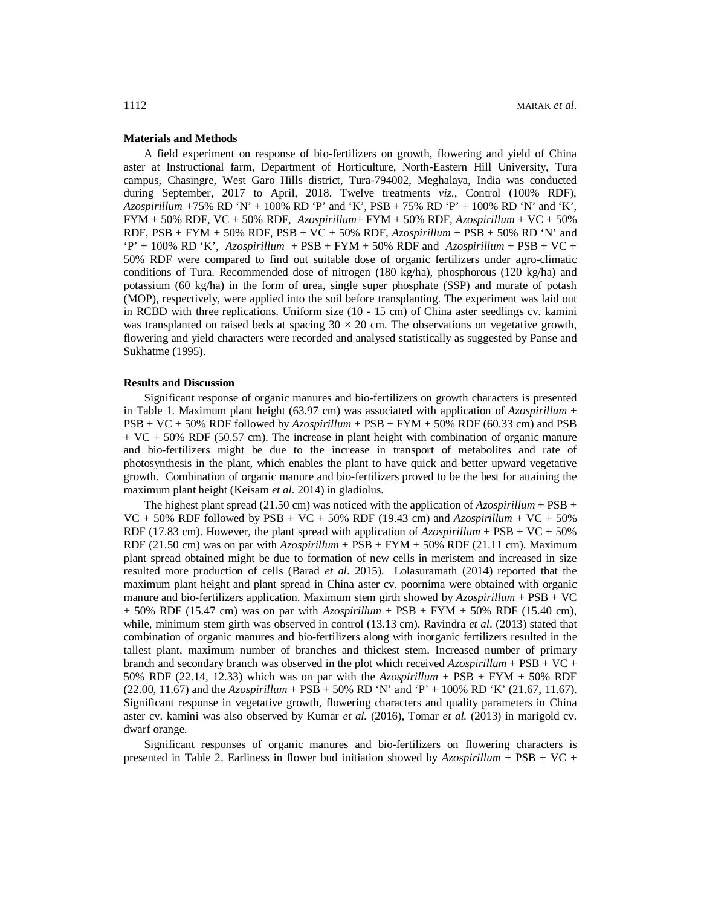### Materials and Methods

A field experiment on response of bio-fertilizers on growth, flowering and yield of China aster at Instructional farm, Department of Horticulture, North-Eastern Hill University, Tura campus, Chasingre, West Garo Hills district, Tura-794002, Meghalaya, India was conducted during September, 2017 to April, 2018. Twelve treatments *viz.*, Control (100% RDF), *Azospirillum* +75% RD 'N' + 100% RD 'P' and 'K', PSB + 75% RD 'P' + 100% RD 'N' and 'K', FYM + 50% RDF, VC + 50% RDF, *Azospirillum*+ FYM + 50% RDF, *Azospirillum* + VC + 50% RDF, PSB + FYM + 50% RDF, PSB + VC + 50% RDF, *Azospirillum* + PSB + 50% RD 'N' and 'P' + 100% RD 'K', *Azospirillum* + PSB + FYM + 50% RDF and *Azospirillum* + PSB + VC + 50% RDF were compared to find out suitable dose of organic fertilizers under agro-climatic conditions of Tura. Recommended dose of nitrogen (180 kg/ha), phosphorous (120 kg/ha) and potassium (60 kg/ha) in the form of urea, single super phosphate (SSP) and murate of potash (MOP), respectively, were applied into the soil before transplanting. The experiment was laid out in RCBD with three replications. Uniform size (10 - 15 cm) of China aster seedlings cv. kamini was transplanted on raised beds at spacing $30 \times 20$ cm. The observations on vegetative growth, flowering and yield characters were recorded and analysed statistically as suggested by Panse and Sukhatme (1995).

### Results and Discussion

Significant response of organic manures and bio-fertilizers on growth characters is presented in Table 1. Maximum plant height (63.97 cm) was associated with application of *Azospirillum* + PSB + VC + 50% RDF followed by *Azospirillum* + PSB + FYM + 50% RDF (60.33 cm) and PSB + VC + 50% RDF (50.57 cm). The increase in plant height with combination of organic manure and bio-fertilizers might be due to the increase in transport of metabolites and rate of photosynthesis in the plant, which enables the plant to have quick and better upward vegetative growth. Combination of organic manure and bio-fertilizers proved to be the best for attaining the maximum plant height (Keisam *et al.* 2014) in gladiolus.

The highest plant spread (21.50 cm) was noticed with the application of *Azospirillum* + PSB + VC + 50% RDF followed by PSB + VC + 50% RDF (19.43 cm) and *Azospirillum* + VC + 50% RDF (17.83 cm). However, the plant spread with application of *Azospirillum* + PSB + VC + 50% RDF (21.50 cm) was on par with *Azospirillum* + PSB + FYM + 50% RDF (21.11 cm). Maximum plant spread obtained might be due to formation of new cells in meristem and increased in size resulted more production of cells (Barad *et al.* 2015). Lolasuramath (2014) reported that the maximum plant height and plant spread in China aster cv. poornima were obtained with organic manure and bio-fertilizers application. Maximum stem girth showed by *Azospirillum* + PSB + VC + 50% RDF (15.47 cm) was on par with *Azospirillum* + PSB + FYM + 50% RDF (15.40 cm), while, minimum stem girth was observed in control (13.13 cm). Ravindra *et al.* (2013) stated that combination of organic manures and bio-fertilizers along with inorganic fertilizers resulted in the tallest plant, maximum number of branches and thickest stem. Increased number of primary branch and secondary branch was observed in the plot which received *Azospirillum* + PSB + VC + 50% RDF (22.14, 12.33) which was on par with the *Azospirillum* + PSB + FYM + 50% RDF (22.00, 11.67) and the *Azospirillum* + PSB + 50% RD 'N' and 'P' + 100% RD 'K' (21.67, 11.67). Significant response in vegetative growth, flowering characters and quality parameters in China aster cv. kamini was also observed by Kumar *et al.* (2016), Tomar *et al.* (2013) in marigold cv. dwarf orange.

Significant responses of organic manures and bio-fertilizers on flowering characters is presented in Table 2. Earliness in flower bud initiation showed by *Azospirillum* + PSB + VC +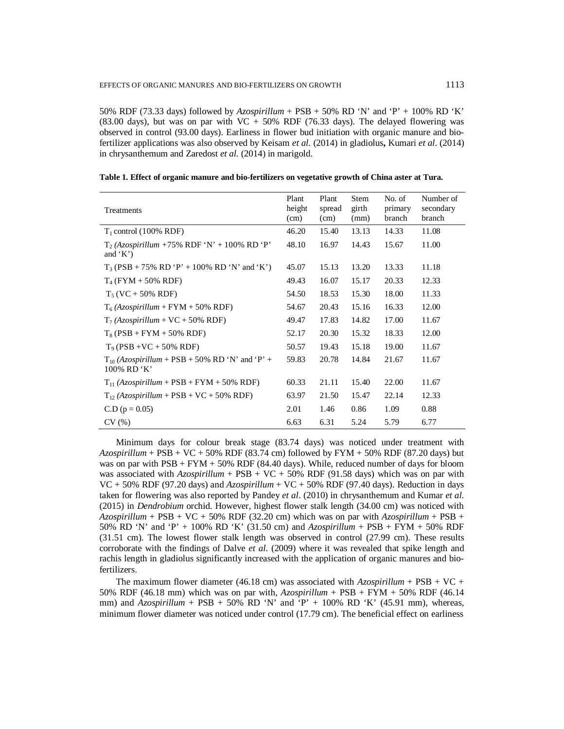50% RDF (73.33 days) followed by *Azospirillum* + PSB + 50% RD 'N' and 'P' + 100% RD 'K' (83.00 days), but was on par with VC + 50% RDF (76.33 days). The delayed flowering was observed in control (93.00 days). Earliness in flower bud initiation with organic manure and bio-fertilizer applications was also observed by Keisam *et al.* (2014) in gladiolus**,** Kumari *et al*. (2014) in chrysanthemum and Zaredost *et al.* (2014) in marigold.

**Table 1. Effect of organic manure and bio-fertilizers on vegetative growth of China aster at Tura.**

| Treatments | Plant height (cm) | Plant spread (cm) | Stem girth (mm) | No. of primary branch | Number of secondary branch |
|---|---|---|---|---|---|
| $T_1$ control (100% RDF) | 46.20 | 15.40 | 13.13 | 14.33 | 11.08 |
| $T_2$ (*Azospirillum* +75% RDF 'N' + 100% RD 'P' and 'K') | 48.10 | 16.97 | 14.43 | 15.67 | 11.00 |
| $T_3$ (PSB + 75% RD 'P' + 100% RD 'N' and 'K') | 45.07 | 15.13 | 13.20 | 13.33 | 11.18 |
| $T_4$ (FYM + 50% RDF) | 49.43 | 16.07 | 15.17 | 20.33 | 12.33 |
| $T_5$ (VC + 50% RDF) | 54.50 | 18.53 | 15.30 | 18.00 | 11.33 |
| $T_6$ (*Azospirillum* + FYM + 50% RDF) | 54.67 | 20.43 | 15.16 | 16.33 | 12.00 |
| $T_7$ (*Azospirillum* + VC + 50% RDF) | 49.47 | 17.83 | 14.82 | 17.00 | 11.67 |
| $T_8$ (PSB + FYM + 50% RDF) | 52.17 | 20.30 | 15.32 | 18.33 | 12.00 |
| $T_9$ (PSB +VC + 50% RDF) | 50.57 | 19.43 | 15.18 | 19.00 | 11.67 |
| $T_{10}$ (*Azospirillum* + PSB + 50% RD 'N' and 'P' + 100% RD 'K' | 59.83 | 20.78 | 14.84 | 21.67 | 11.67 |
| $T_{11}$ (*Azospirillum* + PSB + FYM + 50% RDF) | 60.33 | 21.11 | 15.40 | 22.00 | 11.67 |
| $T_{12}$ (*Azospirillum* + PSB + VC + 50% RDF) | 63.97 | 21.50 | 15.47 | 22.14 | 12.33 |
| C.D ($p = 0.05$) | 2.01 | 1.46 | 0.86 | 1.09 | 0.88 |
| CV (%) | 6.63 | 6.31 | 5.24 | 5.79 | 6.77 |

Minimum days for colour break stage (83.74 days) was noticed under treatment with *Azospirillum* + PSB + VC + 50% RDF (83.74 cm) followed by FYM + 50% RDF (87.20 days) but was on par with PSB + FYM + 50% RDF (84.40 days). While, reduced number of days for bloom was associated with *Azospirillum* + PSB + VC + 50% RDF (91.58 days) which was on par with VC + 50% RDF (97.20 days) and *Azospirillum* + VC + 50% RDF (97.40 days). Reduction in days taken for flowering was also reported by Pandey *et al*. (2010) in chrysanthemum and Kumar *et al.* (2015) in *Dendrobium* orchid. However, highest flower stalk length (34.00 cm) was noticed with *Azospirillum* + PSB + VC + 50% RDF (32.20 cm) which was on par with *Azospirillum* + PSB + 50% RD 'N' and 'P' + 100% RD 'K' (31.50 cm) and *Azospirillum* + PSB + FYM + 50% RDF (31.51 cm). The lowest flower stalk length was observed in control (27.99 cm). These results corroborate with the findings of Dalve *et al.* (2009) where it was revealed that spike length and rachis length in gladiolus significantly increased with the application of organic manures and bio-fertilizers.

The maximum flower diameter (46.18 cm) was associated with *Azospirillum* + PSB + VC + 50% RDF (46.18 mm) which was on par with, *Azospirillum* + PSB + FYM + 50% RDF (46.14 mm) and *Azospirillum* + PSB + 50% RD 'N' and 'P' + 100% RD 'K' (45.91 mm), whereas, minimum flower diameter was noticed under control (17.79 cm). The beneficial effect on earliness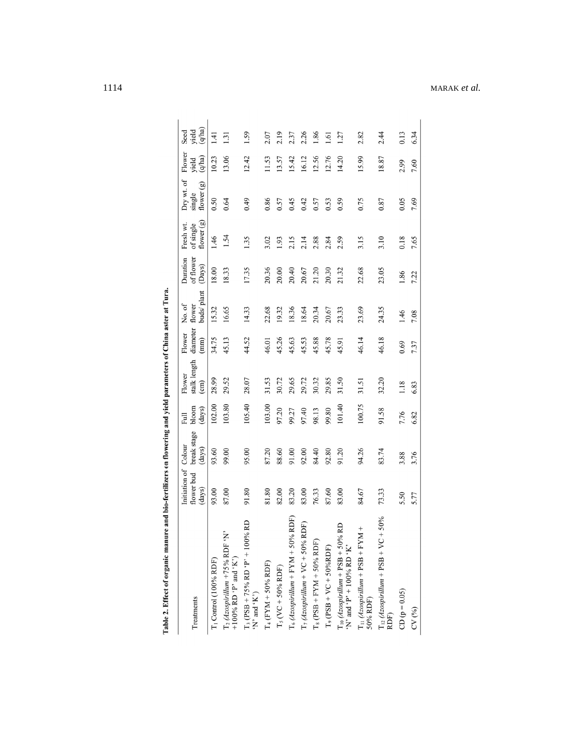**Table 2. Effect of organic manure and bio-fertilizers on flowering and yield parameters of China aster at Tura.**

| Treatments | Initiation of flower bud (days) | Colour break stage (days) | Full bloom (days) | Flower stalk length (cm) | Flower diameter (mm) | No. of flower buds/ plant | Duration of flower (Days) | Fresh wt. of single flower (g) | Dry wt. of single flower (g) | Flower yield (q/ha) | Seed yield (q/ha) |
|---|---|---|---|---|---|---|---|---|---|---|---|
| $T_1$ Control (100% RDF) | 93.00 | 93.60 | 102.00 | 28.99 | 34.75 | 15.32 | 18.00 | 1.46 | 0.50 | 10.23 | 1.41 |
| $T_2$ (*Azospirillum* +75% RDF 'N' +100% RD 'P' and 'K') | 87.00 | 99.00 | 103.80 | 29.52 | 45.13 | 16.65 | 18.33 | 1.54 | 0.64 | 13.06 | 1.31 |
| $T_3$ (PSB + 75% RD 'P' + 100% RD 'N' and 'K') | 91.80 | 95.00 | 105.40 | 28.07 | 44.52 | 14.33 | 17.35 | 1.35 | 0.49 | 12.42 | 1.59 |
| $T_4$ (FYM + 50% RDF) | 81.80 | 87.20 | 103.00 | 31.53 | 46.01 | 22.68 | 20.36 | 3.02 | 0.86 | 11.53 | 2.07 |
| $T_5$ (VC + 50% RDF) | 82.00 | 88.60 | 97.20 | 30.72 | 45.26 | 19.32 | 20.00 | 1.93 | 0.57 | 13.57 | 2.19 |
| $T_6$ (*Azospirillum* + FYM + 50% RDF) | 83.20 | 91.00 | 99.27 | 29.65 | 45.63 | 18.36 | 20.40 | 2.15 | 0.45 | 15.42 | 2.37 |
| $T_7$ (*Azospirillum* + VC + 50% RDF) | 83.00 | 92.00 | 97.40 | 29.72 | 45.53 | 18.64 | 20.67 | 2.14 | 0.42 | 16.12 | 2.26 |
| $T_8$ (PSB + FYM + 50% RDF) | 76.33 | 84.40 | 98.13 | 30.32 | 45.88 | 20.34 | 21.20 | 2.88 | 0.57 | 12.56 | 1.86 |
| $T_9$ (PSB + VC + 50%RDF) | 87.60 | 92.80 | 99.80 | 29.85 | 45.78 | 20.67 | 20.30 | 2.84 | 0.53 | 12.76 | 1.61 |
| $T_{10}$ (*Azospirillum* + PSB + 50% RD 'N' and 'P' + 100% RD 'K' | 83.00 | 91.20 | 101.40 | 31.50 | 45.91 | 23.33 | 21.32 | 2.59 | 0.59 | 14.20 | 1.27 |
| $T_{11}$ (*Azospirillum* + PSB + FYM + 50% RDF) | 84.67 | 94.26 | 100.75 | 31.51 | 46.14 | 23.69 | 22.68 | 3.15 | 0.75 | 15.99 | 2.82 |
| $T_{12}$ (*Azospirillum* + PSB + VC + 50% RDF) | 73.33 | 83.74 | 91.58 | 32.20 | 46.18 | 24.35 | 23.05 | 3.10 | 0.87 | 18.87 | 2.44 |
| CD (p = 0.05) | 5.50 | 3.88 | 7.76 | 1.18 | 0.69 | 1.46 | 1.86 | 0.18 | 0.05 | 2.99 | 0.13 |
| CV (%) | 5.77 | 3.76 | 6.82 | 6.83 | 7.37 | 7.08 | 7.22 | 7.65 | 7.69 | 7.60 | 6.34 |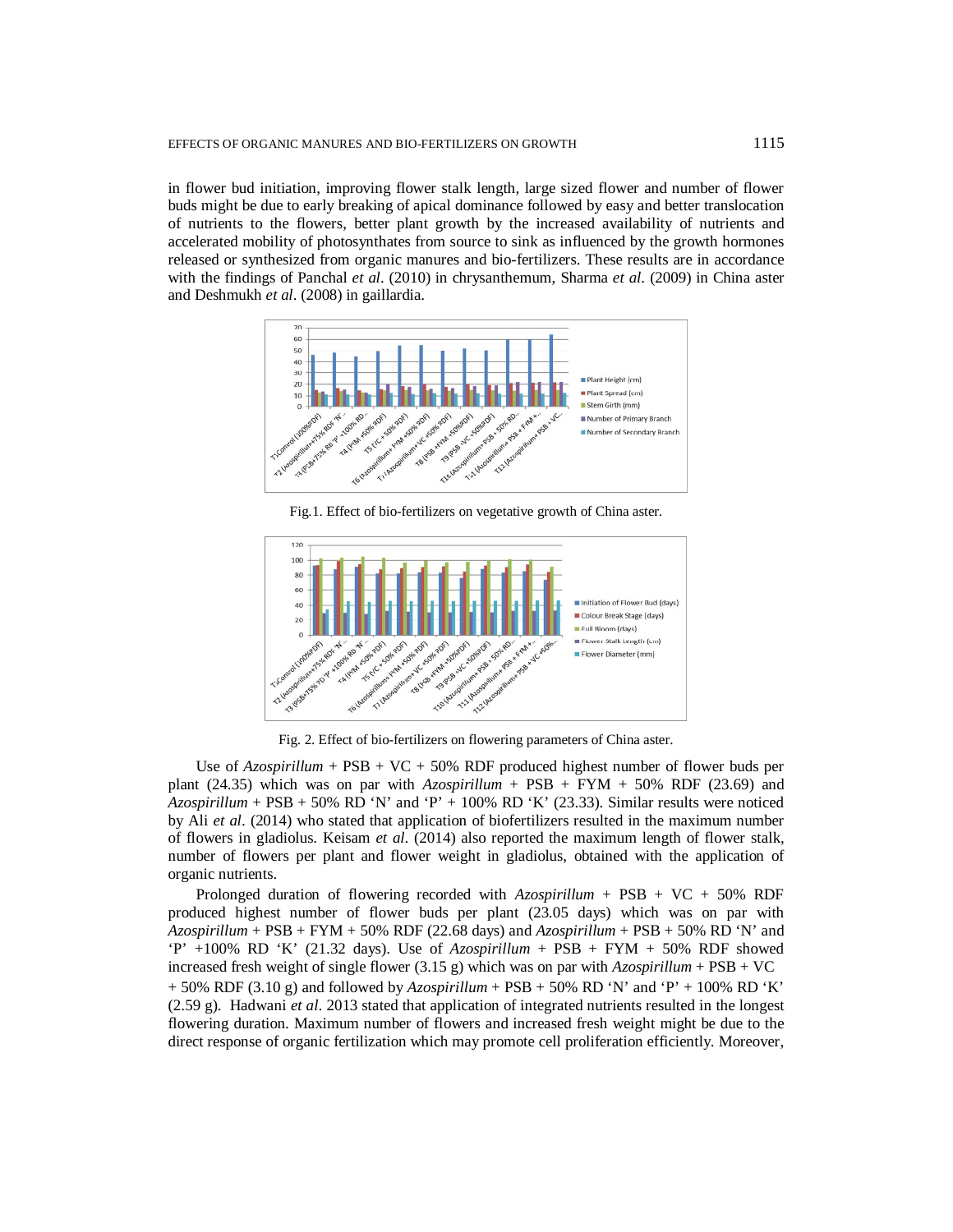in flower bud initiation, improving flower stalk length, large sized flower and number of flower buds might be due to early breaking of apical dominance followed by easy and better translocation of nutrients to the flowers, better plant growth by the increased availability of nutrients and accelerated mobility of photosynthates from source to sink as influenced by the growth hormones released or synthesized from organic manures and bio-fertilizers. These results are in accordance with the findings of Panchal *et al*. (2010) in chrysanthemum, Sharma *et al*. (2009) in China aster and Deshmukh *et al*. (2008) in gaillardia.

Fig.1. Effect of bio-fertilizers on vegetative growth of China aster.

Fig. 2. Effect of bio-fertilizers on flowering parameters of China aster.

Use of *Azospirillum* + PSB + VC + 50% RDF produced highest number of flower buds per plant (24.35) which was on par with *Azospirillum* + PSB + FYM + 50% RDF (23.69) and *Azospirillum* + PSB + 50% RD 'N' and 'P' + 100% RD 'K' (23.33). Similar results were noticed by Ali *et al*. (2014) who stated that application of biofertilizers resulted in the maximum number of flowers in gladiolus. Keisam *et al*. (2014) also reported the maximum length of flower stalk, number of flowers per plant and flower weight in gladiolus, obtained with the application of organic nutrients.

Prolonged duration of flowering recorded with *Azospirillum* + PSB + VC + 50% RDF produced highest number of flower buds per plant (23.05 days) which was on par with *Azospirillum* + PSB + FYM + 50% RDF (22.68 days) and *Azospirillum* + PSB + 50% RD 'N' and 'P' +100% RD 'K' (21.32 days). Use of *Azospirillum* + PSB + FYM + 50% RDF showed increased fresh weight of single flower (3.15 g) which was on par with *Azospirillum* + PSB + VC + 50% RDF (3.10 g) and followed by *Azospirillum* + PSB + 50% RD 'N' and 'P' + 100% RD 'K' (2.59 g). Hadwani *et al*. 2013 stated that application of integrated nutrients resulted in the longest flowering duration. Maximum number of flowers and increased fresh weight might be due to the direct response of organic fertilization which may promote cell proliferation efficiently. Moreover,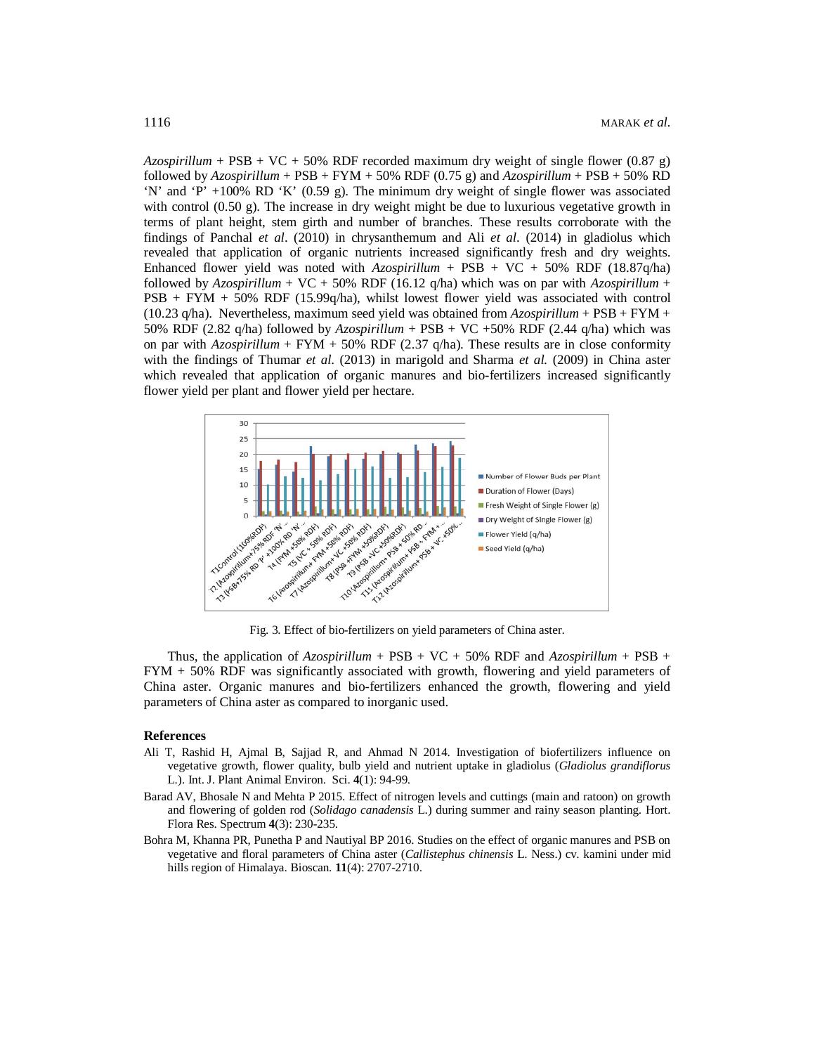*Azospirillum* + PSB + VC + 50% RDF recorded maximum dry weight of single flower (0.87 g) followed by *Azospirillum* + PSB + FYM + 50% RDF (0.75 g) and *Azospirillum* + PSB + 50% RD 'N' and 'P' +100% RD 'K' (0.59 g). The minimum dry weight of single flower was associated with control (0.50 g). The increase in dry weight might be due to luxurious vegetative growth in terms of plant height, stem girth and number of branches. These results corroborate with the findings of Panchal *et al*. (2010) in chrysanthemum and Ali *et al*. (2014) in gladiolus which revealed that application of organic nutrients increased significantly fresh and dry weights. Enhanced flower yield was noted with *Azospirillum* + PSB + VC + 50% RDF (18.87q/ha) followed by *Azospirillum* + VC + 50% RDF (16.12 q/ha) which was on par with *Azospirillum* + PSB + FYM + 50% RDF (15.99q/ha), whilst lowest flower yield was associated with control (10.23 q/ha). Nevertheless, maximum seed yield was obtained from *Azospirillum* + PSB + FYM + 50% RDF (2.82 q/ha) followed by *Azospirillum* + PSB + VC +50% RDF (2.44 q/ha) which was on par with *Azospirillum* + FYM + 50% RDF (2.37 q/ha). These results are in close conformity with the findings of Thumar *et al*. (2013) in marigold and Sharma *et al.* (2009) in China aster which revealed that application of organic manures and bio-fertilizers increased significantly flower yield per plant and flower yield per hectare.

Fig. 3. Effect of bio-fertilizers on yield parameters of China aster.

Thus, the application of *Azospirillum* + PSB + VC + 50% RDF and *Azospirillum* + PSB + FYM + 50% RDF was significantly associated with growth, flowering and yield parameters of China aster. Organic manures and bio-fertilizers enhanced the growth, flowering and yield parameters of China aster as compared to inorganic used.

## References

Ali T, Rashid H, Ajmal B, Sajjad R, and Ahmad N 2014. Investigation of biofertilizers influence on vegetative growth, flower quality, bulb yield and nutrient uptake in gladiolus (*Gladiolus grandiflorus* L.). Int. J. Plant Animal Environ. Sci. **4**(1): 94-99.

Barad AV, Bhosale N and Mehta P 2015. Effect of nitrogen levels and cuttings (main and ratoon) on growth and flowering of golden rod (*Solidago canadensis* L.) during summer and rainy season planting. Hort. Flora Res. Spectrum **4**(3): 230-235.

Bohra M, Khanna PR, Punetha P and Nautiyal BP 2016. Studies on the effect of organic manures and PSB on vegetative and floral parameters of China aster (*Callistephus chinensis* L. Ness.) cv. kamini under mid hills region of Himalaya. Bioscan. **11**(4): 2707-2710.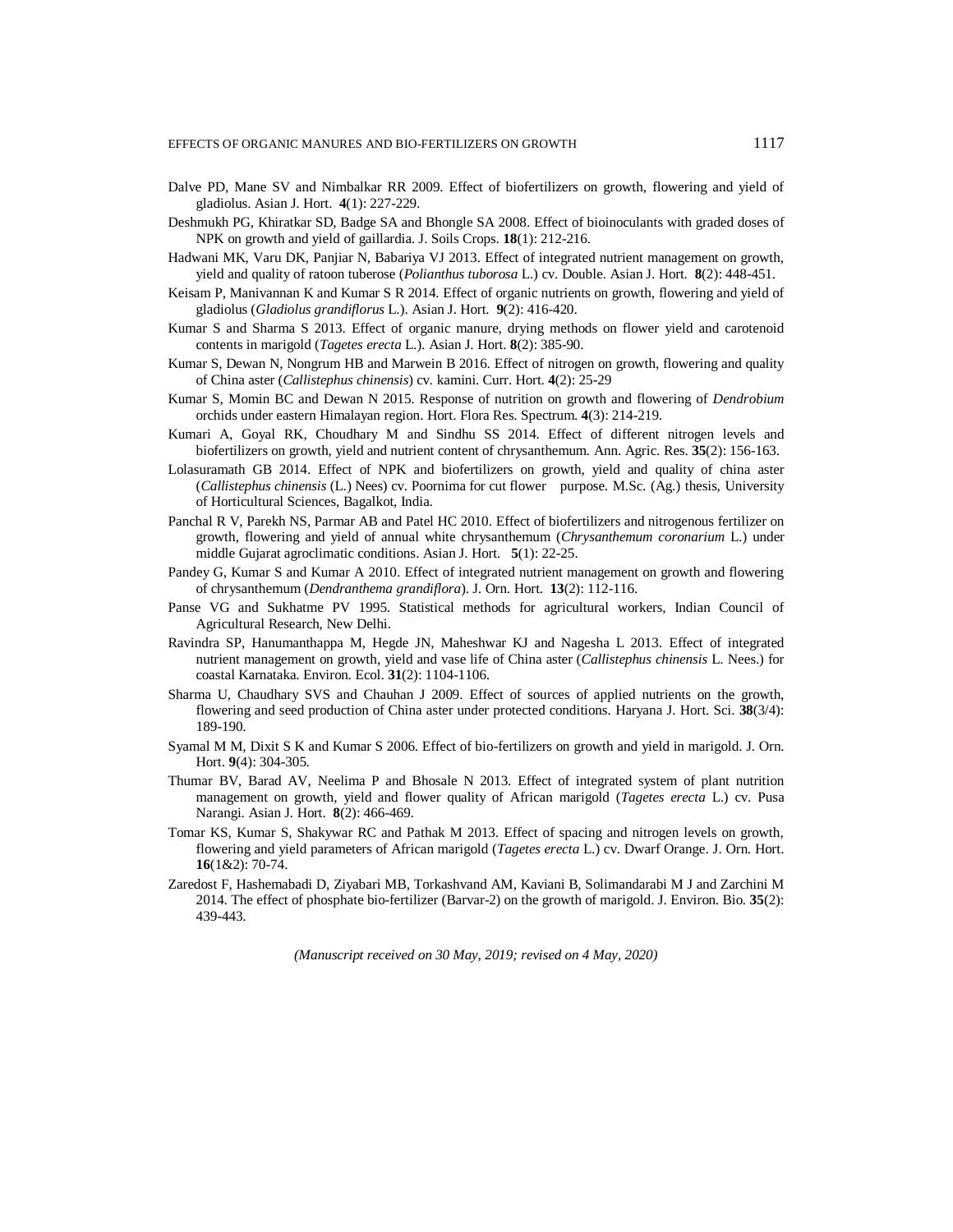Dalve PD, Mane SV and Nimbalkar RR 2009. Effect of biofertilizers on growth, flowering and yield of gladiolus. Asian J. Hort. **4**(1): 227-229.

Deshmukh PG, Khiratkar SD, Badge SA and Bhongle SA 2008. Effect of bioinoculants with graded doses of NPK on growth and yield of gaillardia. J. Soils Crops. **18**(1): 212-216.

Hadwani MK, Varu DK, Panjiar N, Babariya VJ 2013. Effect of integrated nutrient management on growth, yield and quality of ratoon tuberose (*Polianthus tuborosa* L.) cv. Double. Asian J. Hort. **8**(2): 448-451.

Keisam P, Manivannan K and Kumar S R 2014. Effect of organic nutrients on growth, flowering and yield of gladiolus (*Gladiolus grandiflorus* L.). Asian J. Hort. **9**(2): 416-420.

Kumar S and Sharma S 2013. Effect of organic manure, drying methods on flower yield and carotenoid contents in marigold (*Tagetes erecta* L.). Asian J. Hort. **8**(2): 385-90.

Kumar S, Dewan N, Nongrum HB and Marwein B 2016. Effect of nitrogen on growth, flowering and quality of China aster (*Callistephus chinensis*) cv. kamini. Curr. Hort. **4**(2): 25-29

Kumar S, Momin BC and Dewan N 2015. Response of nutrition on growth and flowering of *Dendrobium* orchids under eastern Himalayan region. Hort. Flora Res. Spectrum. **4**(3): 214-219.

Kumari A, Goyal RK, Choudhary M and Sindhu SS 2014. Effect of different nitrogen levels and biofertilizers on growth, yield and nutrient content of chrysanthemum. Ann. Agric. Res. **35**(2): 156-163.

Lolasuramath GB 2014. Effect of NPK and biofertilizers on growth, yield and quality of china aster (*Callistephus chinensis* (L.) Nees) cv. Poornima for cut flower purpose. M.Sc. (Ag.) thesis, University of Horticultural Sciences, Bagalkot, India.

Panchal R V, Parekh NS, Parmar AB and Patel HC 2010. Effect of biofertilizers and nitrogenous fertilizer on growth, flowering and yield of annual white chrysanthemum (*Chrysanthemum coronarium* L.) under middle Gujarat agroclimatic conditions. Asian J. Hort. **5**(1): 22-25.

Pandey G, Kumar S and Kumar A 2010. Effect of integrated nutrient management on growth and flowering of chrysanthemum (*Dendranthema grandiflora*). J. Orn. Hort. **13**(2): 112-116.

Panse VG and Sukhatme PV 1995. Statistical methods for agricultural workers, Indian Council of Agricultural Research, New Delhi.

Ravindra SP, Hanumanthappa M, Hegde JN, Maheshwar KJ and Nagesha L 2013. Effect of integrated nutrient management on growth, yield and vase life of China aster (*Callistephus chinensis* L. Nees.) for coastal Karnataka. Environ. Ecol. **31**(2): 1104-1106.

Sharma U, Chaudhary SVS and Chauhan J 2009. Effect of sources of applied nutrients on the growth, flowering and seed production of China aster under protected conditions. Haryana J. Hort. Sci. **38**(3/4): 189-190.

Syamal M M, Dixit S K and Kumar S 2006. Effect of bio-fertilizers on growth and yield in marigold. J. Orn. Hort. **9**(4): 304-305.

Thumar BV, Barad AV, Neelima P and Bhosale N 2013. Effect of integrated system of plant nutrition management on growth, yield and flower quality of African marigold (*Tagetes erecta* L.) cv. Pusa Narangi. Asian J. Hort. **8**(2): 466-469.

Tomar KS, Kumar S, Shakywar RC and Pathak M 2013. Effect of spacing and nitrogen levels on growth, flowering and yield parameters of African marigold (*Tagetes erecta* L.) cv. Dwarf Orange. J. Orn. Hort. **16**(1&2): 70-74.

Zaredost F, Hashemabadi D, Ziyabari MB, Torkashvand AM, Kaviani B, Solimandarabi M J and Zarchini M 2014. The effect of phosphate bio-fertilizer (Barvar-2) on the growth of marigold. J. Environ. Bio. **35**(2): 439-443.

*(Manuscript received on 30 May, 2019; revised on 4 May, 2020)*